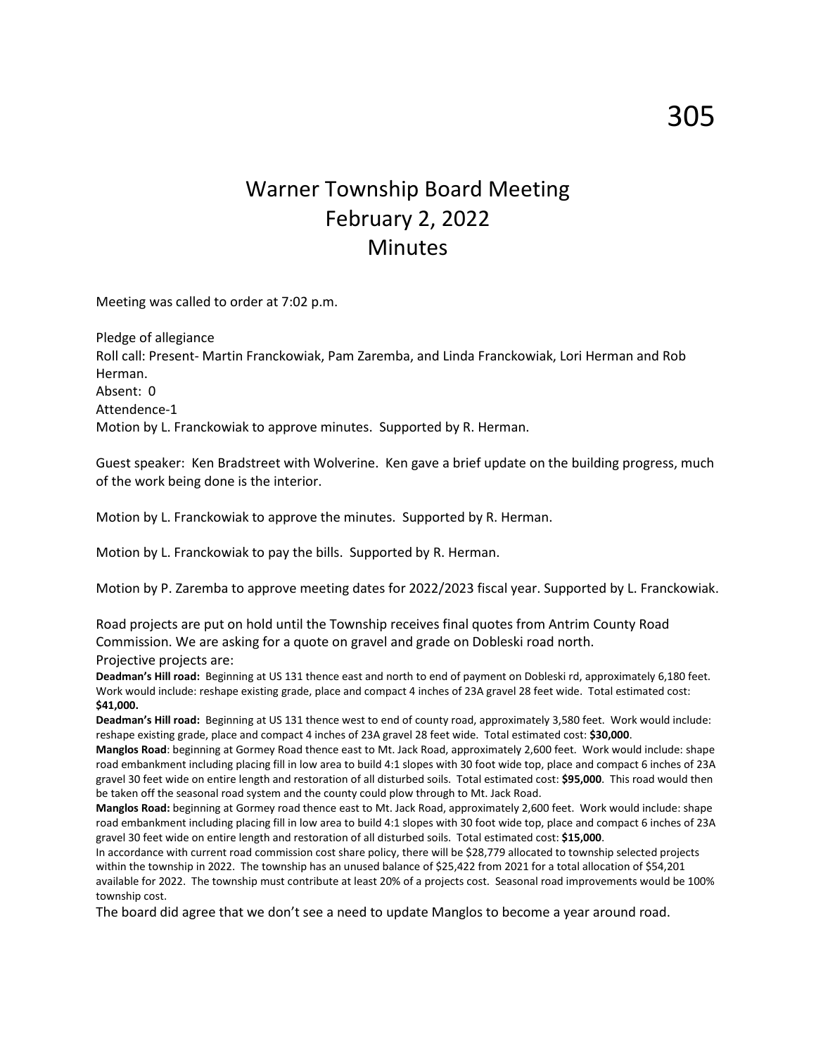# Warner Township Board Meeting
# February 2, 2022
# Minutes

Meeting was called to order at 7:02 p.m.

Pledge of allegiance
Roll call: Present- Martin Franckowiak, Pam Zaremba, and Linda Franckowiak, Lori Herman and Rob Herman.
Absent: 0
Attendence-1
Motion by L. Franckowiak to approve minutes. Supported by R. Herman.

Guest speaker: Ken Bradstreet with Wolverine. Ken gave a brief update on the building progress, much of the work being done is the interior.

Motion by L. Franckowiak to approve the minutes. Supported by R. Herman.

Motion by L. Franckowiak to pay the bills. Supported by R. Herman.

Motion by P. Zaremba to approve meeting dates for 2022/2023 fiscal year. Supported by L. Franckowiak.

Road projects are put on hold until the Township receives final quotes from Antrim County Road Commission. We are asking for a quote on gravel and grade on Dobleski road north.
Projective projects are:

**Deadman's Hill road:** Beginning at US 131 thence east and north to end of payment on Dobleski rd, approximately 6,180 feet. Work would include: reshape existing grade, place and compact 4 inches of 23A gravel 28 feet wide. Total estimated cost: **$41,000.**

**Deadman's Hill road:** Beginning at US 131 thence west to end of county road, approximately 3,580 feet. Work would include: reshape existing grade, place and compact 4 inches of 23A gravel 28 feet wide. Total estimated cost: **$30,000**.

**Manglos Road**: beginning at Gormey Road thence east to Mt. Jack Road, approximately 2,600 feet. Work would include: shape road embankment including placing fill in low area to build 4:1 slopes with 30 foot wide top, place and compact 6 inches of 23A gravel 30 feet wide on entire length and restoration of all disturbed soils. Total estimated cost: **$95,000**. This road would then be taken off the seasonal road system and the county could plow through to Mt. Jack Road.

**Manglos Road:** beginning at Gormey road thence east to Mt. Jack Road, approximately 2,600 feet. Work would include: shape road embankment including placing fill in low area to build 4:1 slopes with 30 foot wide top, place and compact 6 inches of 23A gravel 30 feet wide on entire length and restoration of all disturbed soils. Total estimated cost: **$15,000**.

In accordance with current road commission cost share policy, there will be $28,779 allocated to township selected projects within the township in 2022. The township has an unused balance of $25,422 from 2021 for a total allocation of $54,201 available for 2022. The township must contribute at least 20% of a projects cost. Seasonal road improvements would be 100% township cost.

The board did agree that we don't see a need to update Manglos to become a year around road.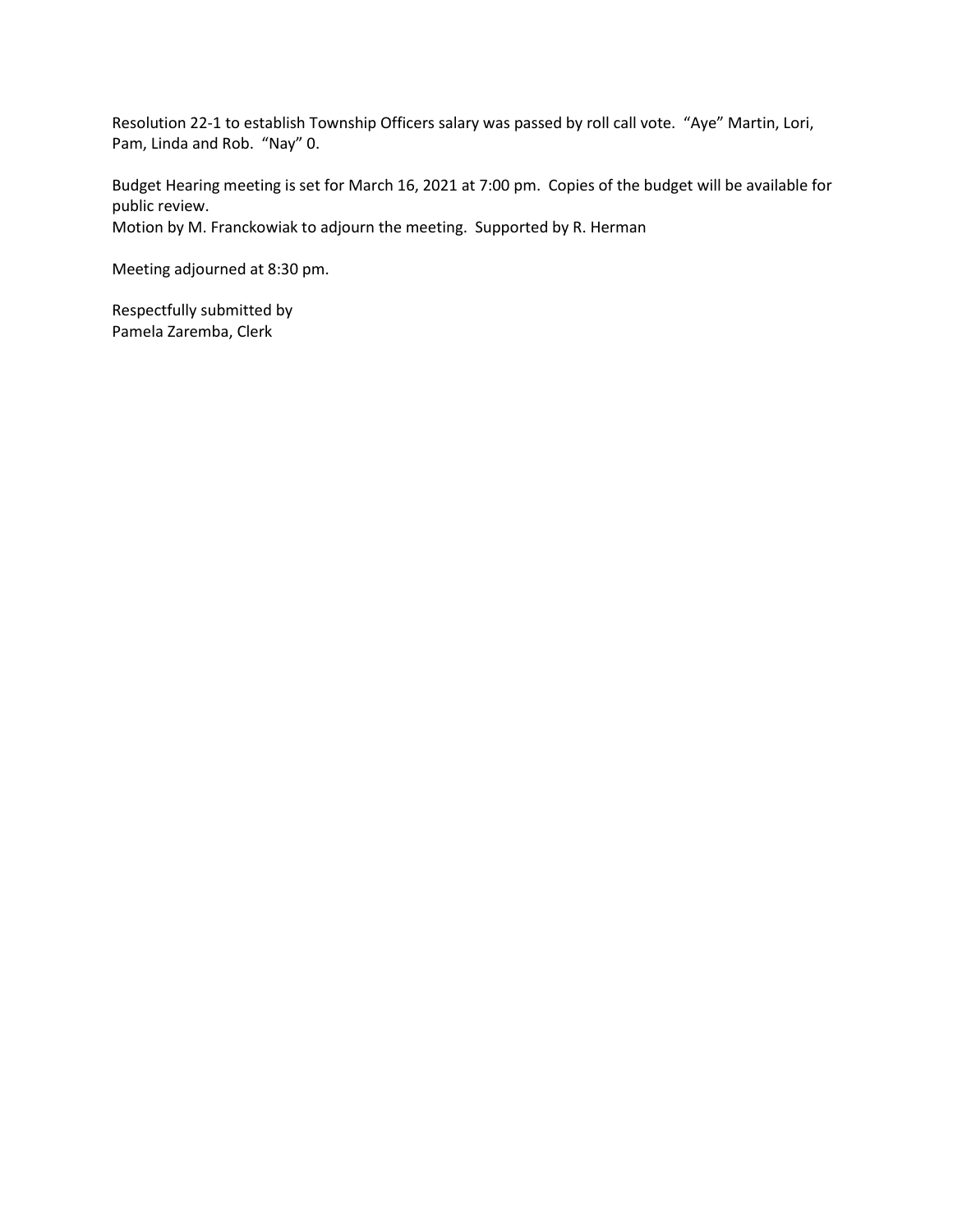Resolution 22-1 to establish Township Officers salary was passed by roll call vote. "Aye" Martin, Lori, Pam, Linda and Rob. "Nay" 0.

Budget Hearing meeting is set for March 16, 2021 at 7:00 pm. Copies of the budget will be available for public review.
Motion by M. Franckowiak to adjourn the meeting. Supported by R. Herman

Meeting adjourned at 8:30 pm.

Respectfully submitted by
Pamela Zaremba, Clerk